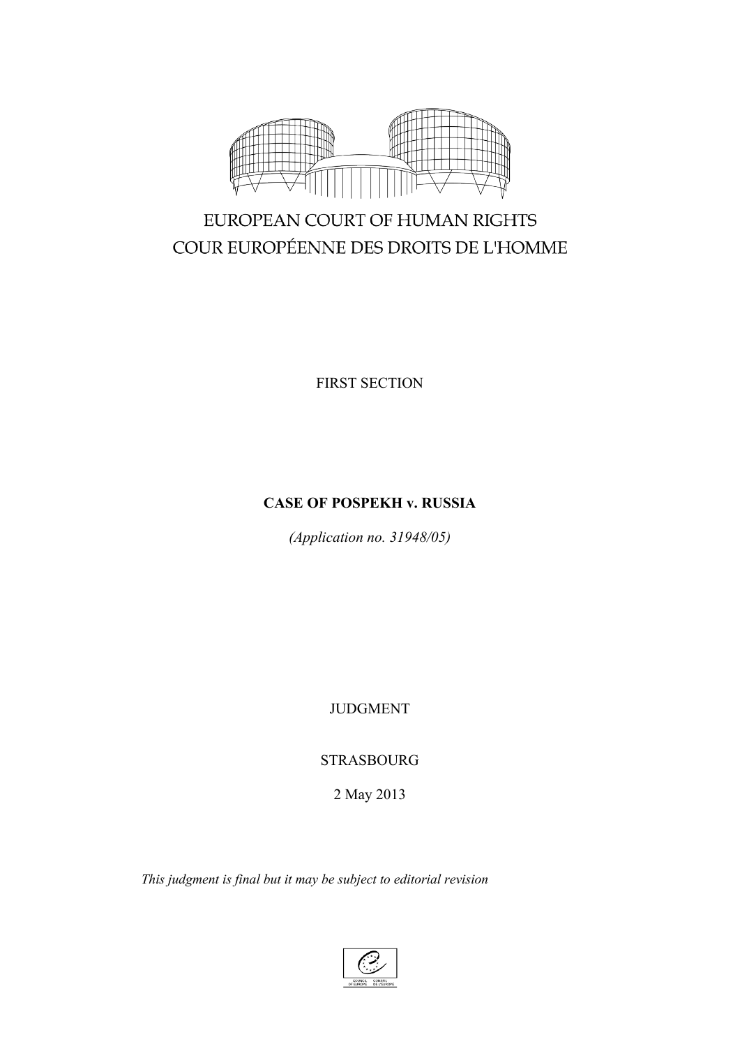EUROPEAN COURT OF HUMAN RIGHTS
COUR EUROPÉENNE DES DROITS DE L'HOMME

FIRST SECTION

**CASE OF POSPEKH v. RUSSIA**

*(Application no. 31948/05)*

JUDGMENT

STRASBOURG

2 May 2013

*This judgment is final but it may be subject to editorial revision*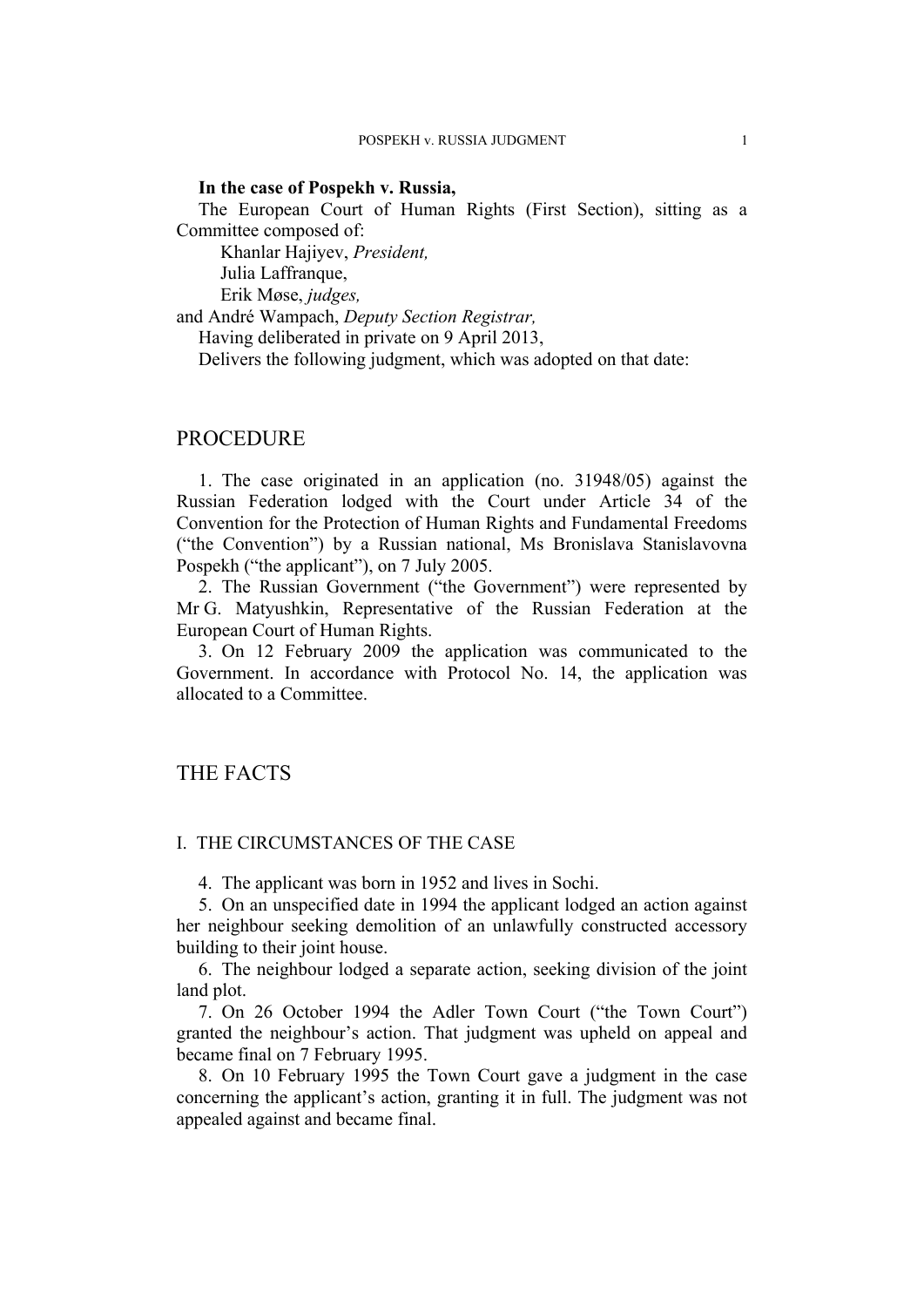**In the case of Pospekh v. Russia,**

The European Court of Human Rights (First Section), sitting as a Committee composed of:

Khanlar Hajiyev, *President,*
Julia Laffranque,
Erik Møse, *judges,*
and André Wampach, *Deputy Section Registrar,*

Having deliberated in private on 9 April 2013,

Delivers the following judgment, which was adopted on that date:

# PROCEDURE

1. The case originated in an application (no. 31948/05) against the Russian Federation lodged with the Court under Article 34 of the Convention for the Protection of Human Rights and Fundamental Freedoms ("the Convention") by a Russian national, Ms Bronislava Stanislavovna Pospekh ("the applicant"), on 7 July 2005.

2. The Russian Government ("the Government") were represented by Mr G. Matyushkin, Representative of the Russian Federation at the European Court of Human Rights.

3. On 12 February 2009 the application was communicated to the Government. In accordance with Protocol No. 14, the application was allocated to a Committee.

# THE FACTS

## I. THE CIRCUMSTANCES OF THE CASE

4. The applicant was born in 1952 and lives in Sochi.

5. On an unspecified date in 1994 the applicant lodged an action against her neighbour seeking demolition of an unlawfully constructed accessory building to their joint house.

6. The neighbour lodged a separate action, seeking division of the joint land plot.

7. On 26 October 1994 the Adler Town Court ("the Town Court") granted the neighbour's action. That judgment was upheld on appeal and became final on 7 February 1995.

8. On 10 February 1995 the Town Court gave a judgment in the case concerning the applicant's action, granting it in full. The judgment was not appealed against and became final.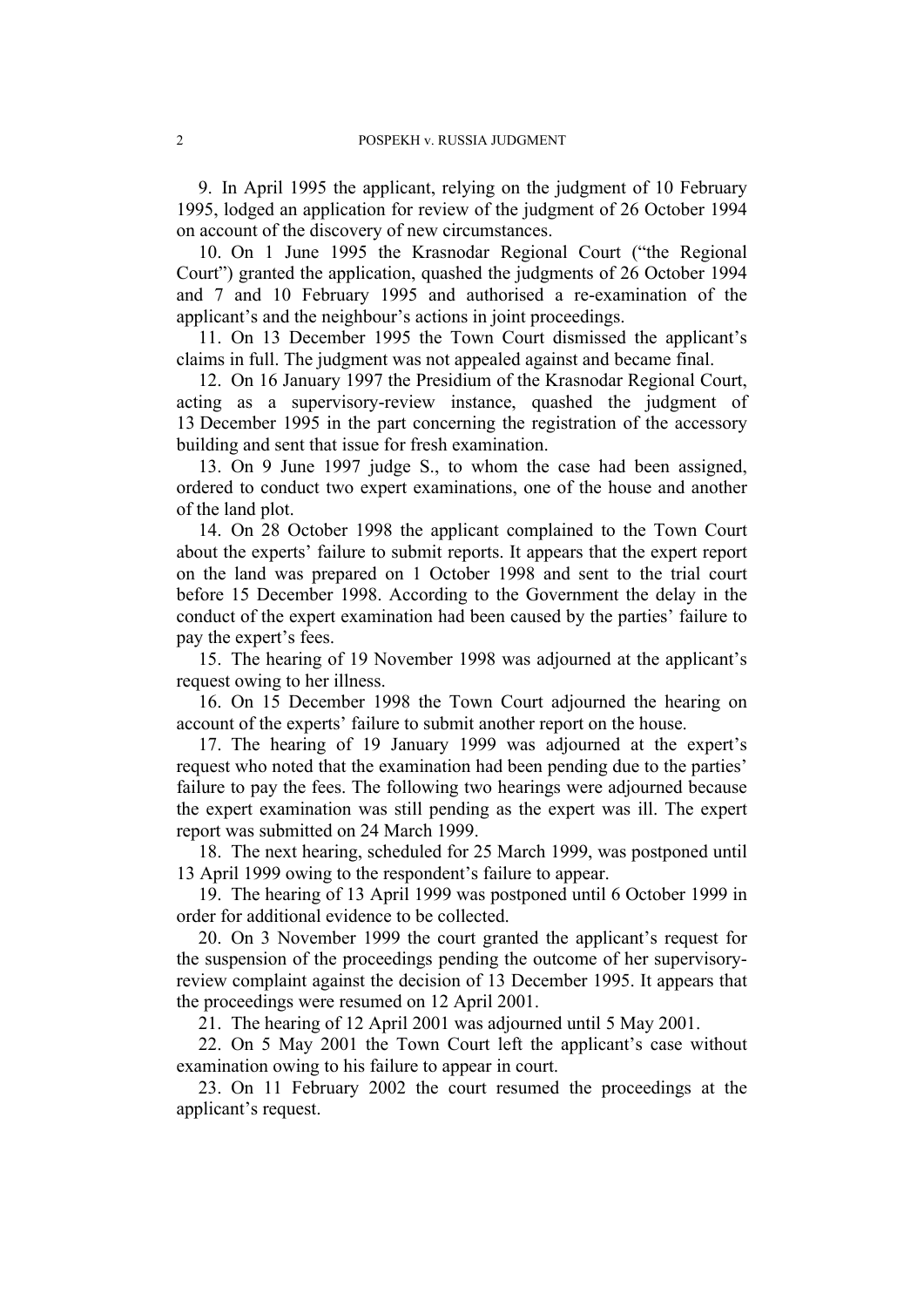9. In April 1995 the applicant, relying on the judgment of 10 February 1995, lodged an application for review of the judgment of 26 October 1994 on account of the discovery of new circumstances.

10. On 1 June 1995 the Krasnodar Regional Court ("the Regional Court") granted the application, quashed the judgments of 26 October 1994 and 7 and 10 February 1995 and authorised a re-examination of the applicant's and the neighbour's actions in joint proceedings.

11. On 13 December 1995 the Town Court dismissed the applicant's claims in full. The judgment was not appealed against and became final.

12. On 16 January 1997 the Presidium of the Krasnodar Regional Court, acting as a supervisory-review instance, quashed the judgment of 13 December 1995 in the part concerning the registration of the accessory building and sent that issue for fresh examination.

13. On 9 June 1997 judge S., to whom the case had been assigned, ordered to conduct two expert examinations, one of the house and another of the land plot.

14. On 28 October 1998 the applicant complained to the Town Court about the experts' failure to submit reports. It appears that the expert report on the land was prepared on 1 October 1998 and sent to the trial court before 15 December 1998. According to the Government the delay in the conduct of the expert examination had been caused by the parties' failure to pay the expert's fees.

15. The hearing of 19 November 1998 was adjourned at the applicant's request owing to her illness.

16. On 15 December 1998 the Town Court adjourned the hearing on account of the experts' failure to submit another report on the house.

17. The hearing of 19 January 1999 was adjourned at the expert's request who noted that the examination had been pending due to the parties' failure to pay the fees. The following two hearings were adjourned because the expert examination was still pending as the expert was ill. The expert report was submitted on 24 March 1999.

18. The next hearing, scheduled for 25 March 1999, was postponed until 13 April 1999 owing to the respondent's failure to appear.

19. The hearing of 13 April 1999 was postponed until 6 October 1999 in order for additional evidence to be collected.

20. On 3 November 1999 the court granted the applicant's request for the suspension of the proceedings pending the outcome of her supervisory-review complaint against the decision of 13 December 1995. It appears that the proceedings were resumed on 12 April 2001.

21. The hearing of 12 April 2001 was adjourned until 5 May 2001.

22. On 5 May 2001 the Town Court left the applicant's case without examination owing to his failure to appear in court.

23. On 11 February 2002 the court resumed the proceedings at the applicant's request.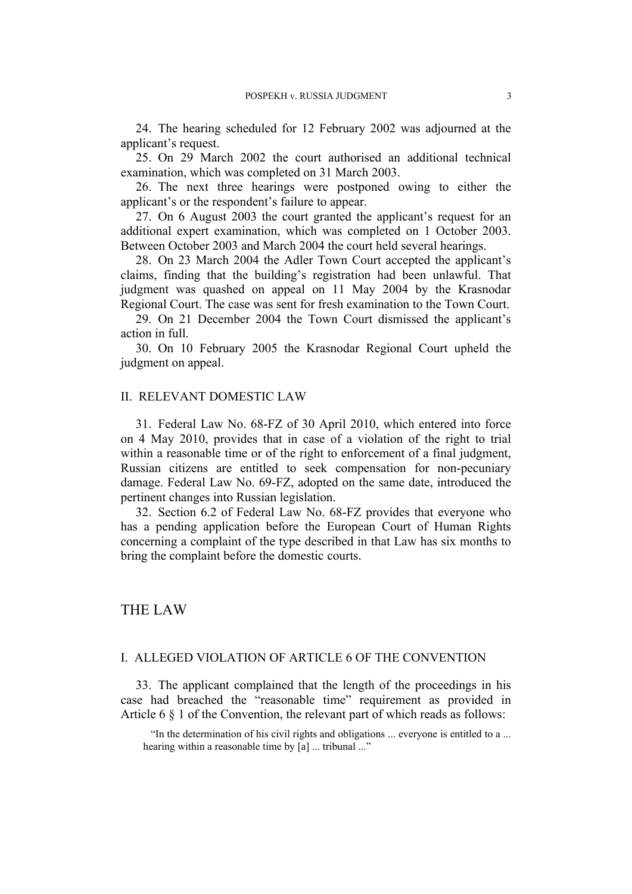24. The hearing scheduled for 12 February 2002 was adjourned at the applicant's request.

25. On 29 March 2002 the court authorised an additional technical examination, which was completed on 31 March 2003.

26. The next three hearings were postponed owing to either the applicant's or the respondent's failure to appear.

27. On 6 August 2003 the court granted the applicant's request for an additional expert examination, which was completed on 1 October 2003. Between October 2003 and March 2004 the court held several hearings.

28. On 23 March 2004 the Adler Town Court accepted the applicant's claims, finding that the building's registration had been unlawful. That judgment was quashed on appeal on 11 May 2004 by the Krasnodar Regional Court. The case was sent for fresh examination to the Town Court.

29. On 21 December 2004 the Town Court dismissed the applicant's action in full.

30. On 10 February 2005 the Krasnodar Regional Court upheld the judgment on appeal.

## II. RELEVANT DOMESTIC LAW

31. Federal Law No. 68-FZ of 30 April 2010, which entered into force on 4 May 2010, provides that in case of a violation of the right to trial within a reasonable time or of the right to enforcement of a final judgment, Russian citizens are entitled to seek compensation for non-pecuniary damage. Federal Law No. 69-FZ, adopted on the same date, introduced the pertinent changes into Russian legislation.

32. Section 6.2 of Federal Law No. 68-FZ provides that everyone who has a pending application before the European Court of Human Rights concerning a complaint of the type described in that Law has six months to bring the complaint before the domestic courts.

# THE LAW

## I. ALLEGED VIOLATION OF ARTICLE 6 OF THE CONVENTION

33. The applicant complained that the length of the proceedings in his case had breached the "reasonable time" requirement as provided in Article 6 § 1 of the Convention, the relevant part of which reads as follows:

> "In the determination of his civil rights and obligations ... everyone is entitled to a ... hearing within a reasonable time by [a] ... tribunal ..."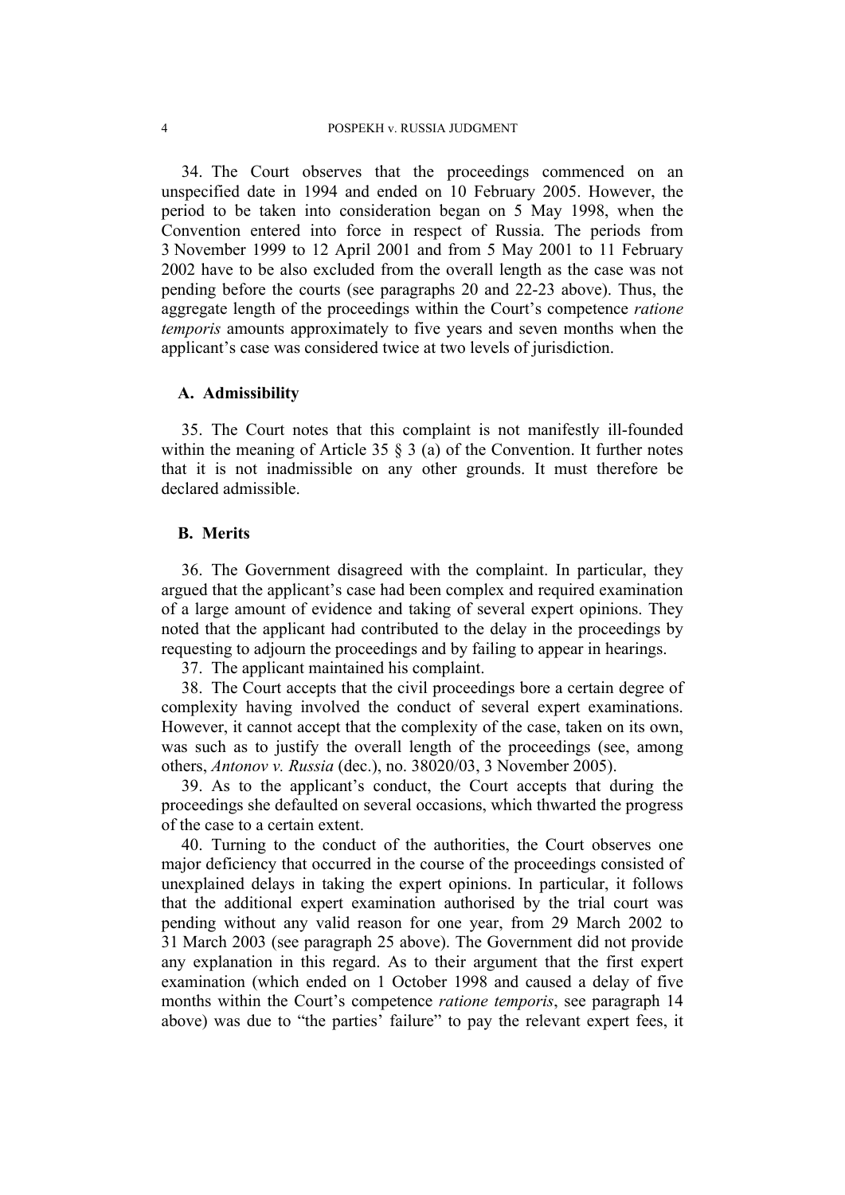34. The Court observes that the proceedings commenced on an unspecified date in 1994 and ended on 10 February 2005. However, the period to be taken into consideration began on 5 May 1998, when the Convention entered into force in respect of Russia. The periods from 3 November 1999 to 12 April 2001 and from 5 May 2001 to 11 February 2002 have to be also excluded from the overall length as the case was not pending before the courts (see paragraphs 20 and 22-23 above). Thus, the aggregate length of the proceedings within the Court's competence *ratione temporis* amounts approximately to five years and seven months when the applicant's case was considered twice at two levels of jurisdiction.

### A. Admissibility

35. The Court notes that this complaint is not manifestly ill-founded within the meaning of Article 35 § 3 (a) of the Convention. It further notes that it is not inadmissible on any other grounds. It must therefore be declared admissible.

### B. Merits

36. The Government disagreed with the complaint. In particular, they argued that the applicant's case had been complex and required examination of a large amount of evidence and taking of several expert opinions. They noted that the applicant had contributed to the delay in the proceedings by requesting to adjourn the proceedings and by failing to appear in hearings.

37. The applicant maintained his complaint.

38. The Court accepts that the civil proceedings bore a certain degree of complexity having involved the conduct of several expert examinations. However, it cannot accept that the complexity of the case, taken on its own, was such as to justify the overall length of the proceedings (see, among others, *Antonov v. Russia* (dec.), no. 38020/03, 3 November 2005).

39. As to the applicant's conduct, the Court accepts that during the proceedings she defaulted on several occasions, which thwarted the progress of the case to a certain extent.

40. Turning to the conduct of the authorities, the Court observes one major deficiency that occurred in the course of the proceedings consisted of unexplained delays in taking the expert opinions. In particular, it follows that the additional expert examination authorised by the trial court was pending without any valid reason for one year, from 29 March 2002 to 31 March 2003 (see paragraph 25 above). The Government did not provide any explanation in this regard. As to their argument that the first expert examination (which ended on 1 October 1998 and caused a delay of five months within the Court's competence *ratione temporis*, see paragraph 14 above) was due to "the parties' failure" to pay the relevant expert fees, it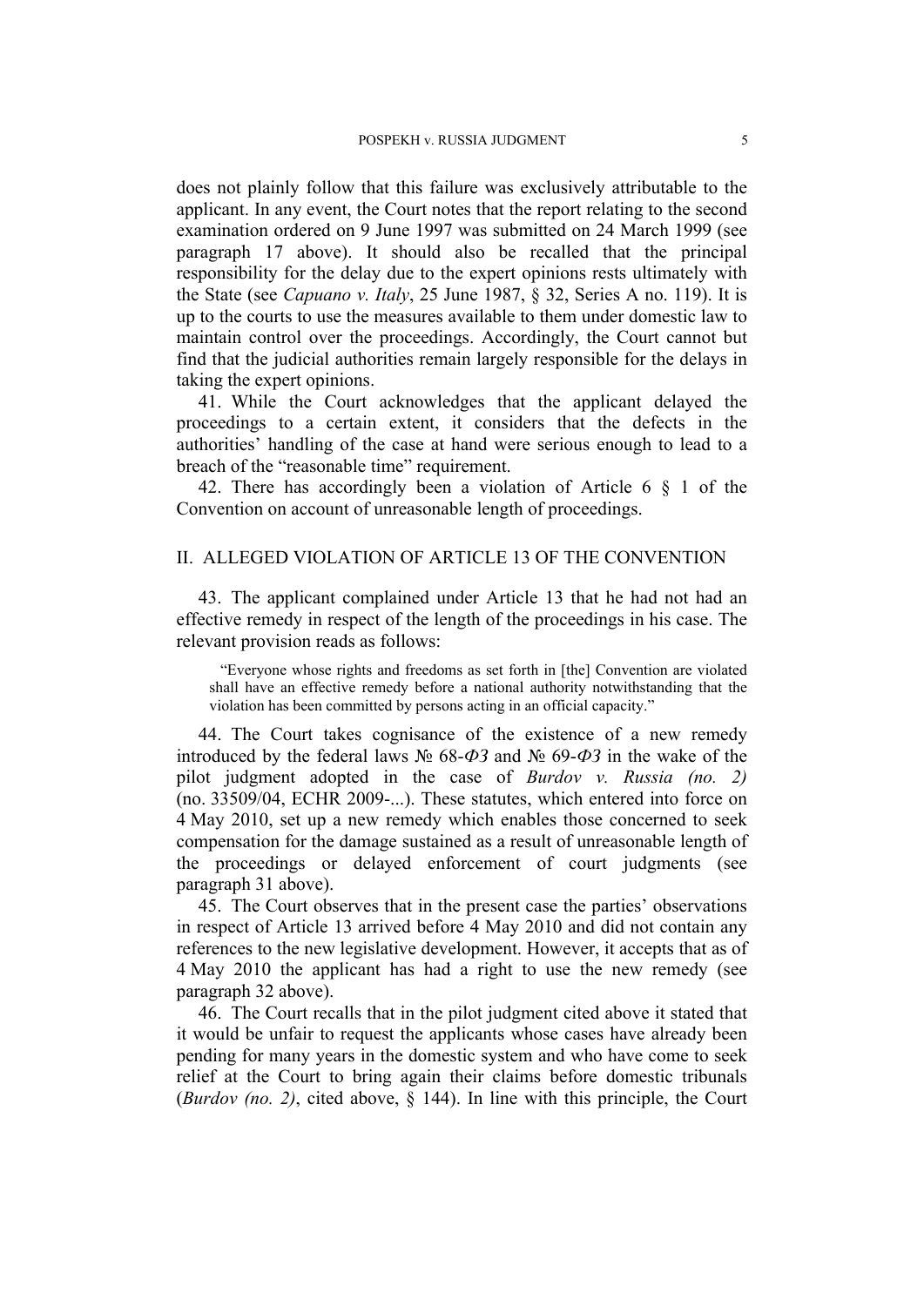does not plainly follow that this failure was exclusively attributable to the applicant. In any event, the Court notes that the report relating to the second examination ordered on 9 June 1997 was submitted on 24 March 1999 (see paragraph 17 above). It should also be recalled that the principal responsibility for the delay due to the expert opinions rests ultimately with the State (see *Capuano v. Italy*, 25 June 1987, § 32, Series A no. 119). It is up to the courts to use the measures available to them under domestic law to maintain control over the proceedings. Accordingly, the Court cannot but find that the judicial authorities remain largely responsible for the delays in taking the expert opinions.

41. While the Court acknowledges that the applicant delayed the proceedings to a certain extent, it considers that the defects in the authorities' handling of the case at hand were serious enough to lead to a breach of the "reasonable time" requirement.

42. There has accordingly been a violation of Article 6 § 1 of the Convention on account of unreasonable length of proceedings.

## II. ALLEGED VIOLATION OF ARTICLE 13 OF THE CONVENTION

43. The applicant complained under Article 13 that he had not had an effective remedy in respect of the length of the proceedings in his case. The relevant provision reads as follows:

> "Everyone whose rights and freedoms as set forth in [the] Convention are violated shall have an effective remedy before a national authority notwithstanding that the violation has been committed by persons acting in an official capacity."

44. The Court takes cognisance of the existence of a new remedy introduced by the federal laws № 68-*ФЗ* and № 69-*ФЗ* in the wake of the pilot judgment adopted in the case of *Burdov v. Russia (no. 2)* (no. 33509/04, ECHR 2009-...). These statutes, which entered into force on 4 May 2010, set up a new remedy which enables those concerned to seek compensation for the damage sustained as a result of unreasonable length of the proceedings or delayed enforcement of court judgments (see paragraph 31 above).

45. The Court observes that in the present case the parties' observations in respect of Article 13 arrived before 4 May 2010 and did not contain any references to the new legislative development. However, it accepts that as of 4 May 2010 the applicant has had a right to use the new remedy (see paragraph 32 above).

46. The Court recalls that in the pilot judgment cited above it stated that it would be unfair to request the applicants whose cases have already been pending for many years in the domestic system and who have come to seek relief at the Court to bring again their claims before domestic tribunals (*Burdov (no. 2)*, cited above, § 144). In line with this principle, the Court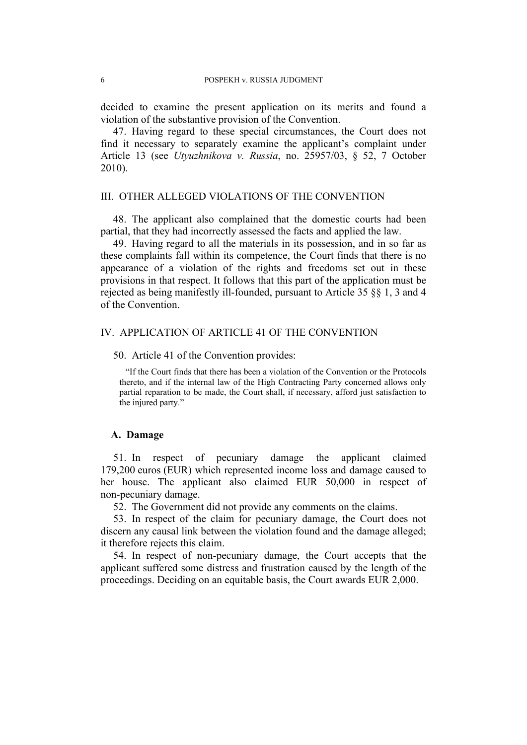decided to examine the present application on its merits and found a violation of the substantive provision of the Convention.

47. Having regard to these special circumstances, the Court does not find it necessary to separately examine the applicant's complaint under Article 13 (see *Utyuzhnikova v. Russia*, no. 25957/03, § 52, 7 October 2010).

## III. OTHER ALLEGED VIOLATIONS OF THE CONVENTION

48. The applicant also complained that the domestic courts had been partial, that they had incorrectly assessed the facts and applied the law.

49. Having regard to all the materials in its possession, and in so far as these complaints fall within its competence, the Court finds that there is no appearance of a violation of the rights and freedoms set out in these provisions in that respect. It follows that this part of the application must be rejected as being manifestly ill-founded, pursuant to Article 35 §§ 1, 3 and 4 of the Convention.

## IV. APPLICATION OF ARTICLE 41 OF THE CONVENTION

50. Article 41 of the Convention provides:

> "If the Court finds that there has been a violation of the Convention or the Protocols thereto, and if the internal law of the High Contracting Party concerned allows only partial reparation to be made, the Court shall, if necessary, afford just satisfaction to the injured party."

### A. Damage

51. In respect of pecuniary damage the applicant claimed 179,200 euros (EUR) which represented income loss and damage caused to her house. The applicant also claimed EUR 50,000 in respect of non-pecuniary damage.

52. The Government did not provide any comments on the claims.

53. In respect of the claim for pecuniary damage, the Court does not discern any causal link between the violation found and the damage alleged; it therefore rejects this claim.

54. In respect of non-pecuniary damage, the Court accepts that the applicant suffered some distress and frustration caused by the length of the proceedings. Deciding on an equitable basis, the Court awards EUR 2,000.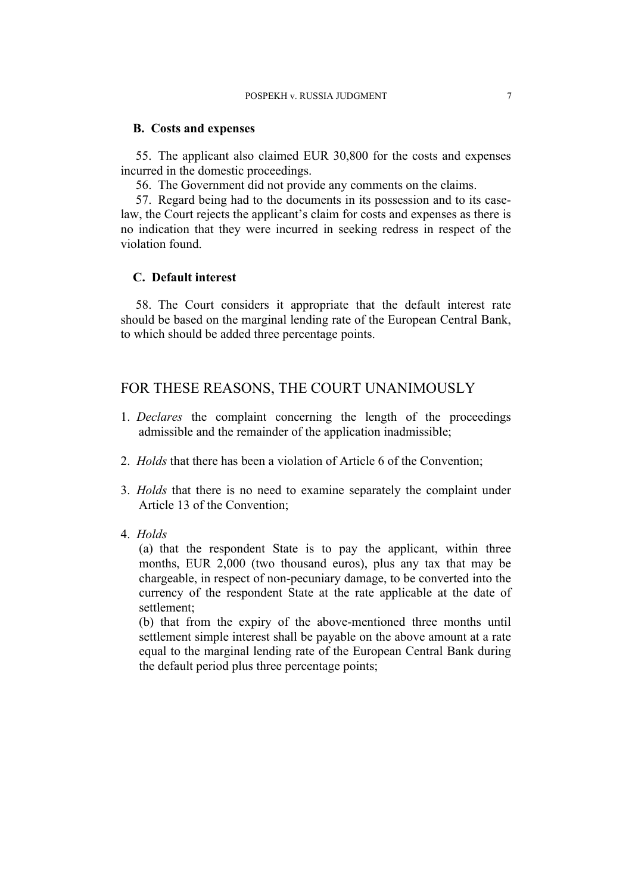### B. Costs and expenses

55. The applicant also claimed EUR 30,800 for the costs and expenses incurred in the domestic proceedings.

56. The Government did not provide any comments on the claims.

57. Regard being had to the documents in its possession and to its case-law, the Court rejects the applicant's claim for costs and expenses as there is no indication that they were incurred in seeking redress in respect of the violation found.

### C. Default interest

58. The Court considers it appropriate that the default interest rate should be based on the marginal lending rate of the European Central Bank, to which should be added three percentage points.

## FOR THESE REASONS, THE COURT UNANIMOUSLY

1. *Declares* the complaint concerning the length of the proceedings admissible and the remainder of the application inadmissible;

2. *Holds* that there has been a violation of Article 6 of the Convention;

3. *Holds* that there is no need to examine separately the complaint under Article 13 of the Convention;

4. *Holds*

   (a) that the respondent State is to pay the applicant, within three months, EUR 2,000 (two thousand euros), plus any tax that may be chargeable, in respect of non-pecuniary damage, to be converted into the currency of the respondent State at the rate applicable at the date of settlement;

   (b) that from the expiry of the above-mentioned three months until settlement simple interest shall be payable on the above amount at a rate equal to the marginal lending rate of the European Central Bank during the default period plus three percentage points;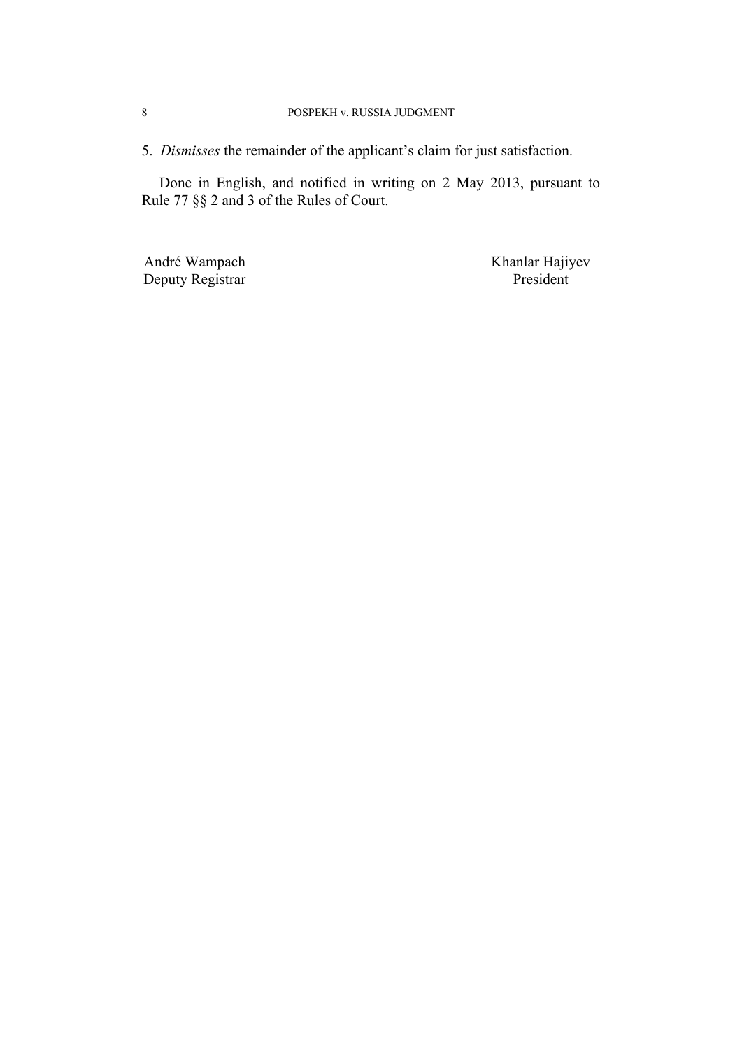5. *Dismisses* the remainder of the applicant's claim for just satisfaction.

Done in English, and notified in writing on 2 May 2013, pursuant to Rule 77 §§ 2 and 3 of the Rules of Court.

| | |
|---|---|
| André Wampach | Khanlar Hajiyev |
| Deputy Registrar | President |